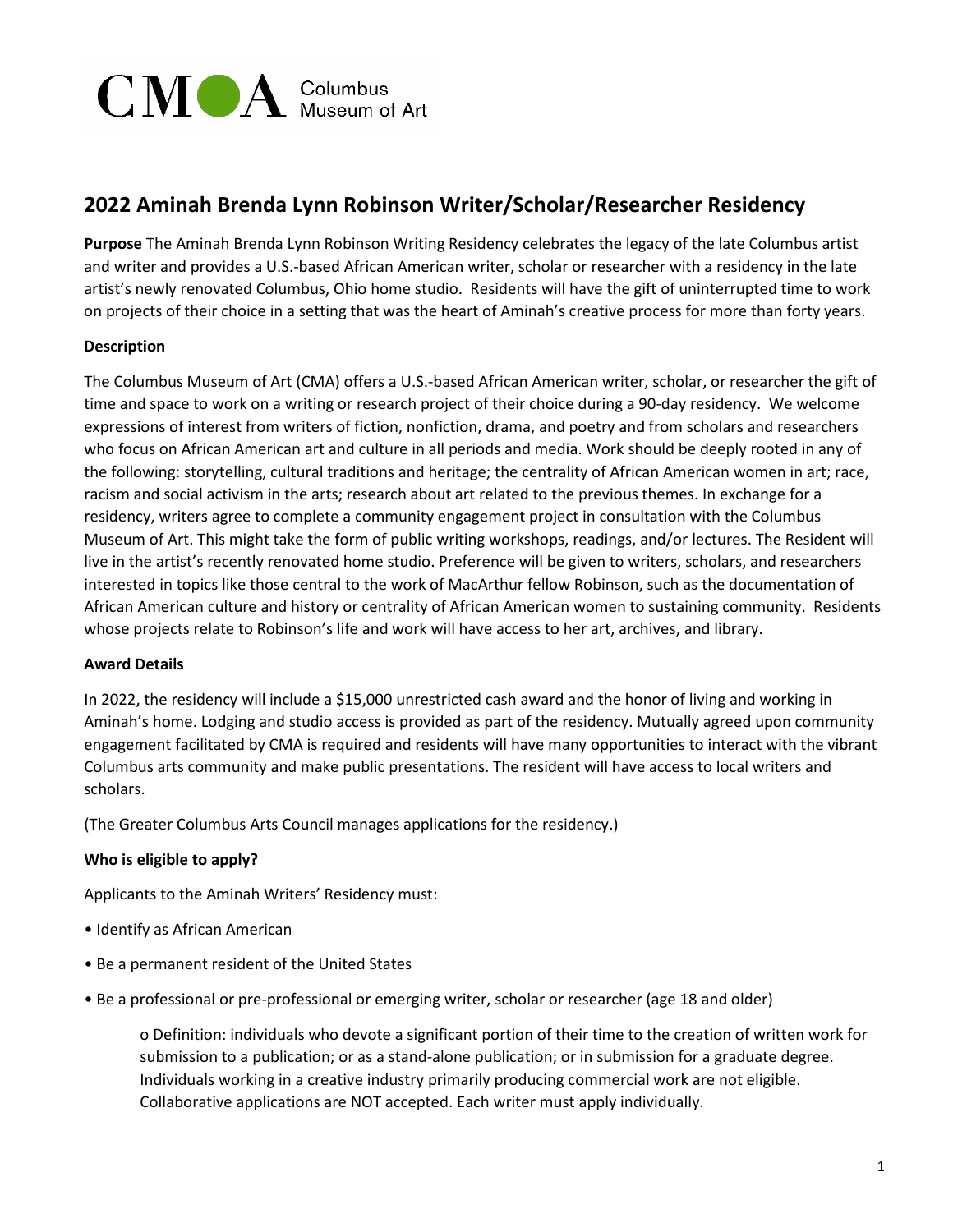CMOA Columbus Museum of Art

## 2022 Aminah Brenda Lynn Robinson Writer/Scholar/Researcher Residency

**Purpose** The Aminah Brenda Lynn Robinson Writing Residency celebrates the legacy of the late Columbus artist and writer and provides a U.S.-based African American writer, scholar or researcher with a residency in the late artist's newly renovated Columbus, Ohio home studio. Residents will have the gift of uninterrupted time to work on projects of their choice in a setting that was the heart of Aminah's creative process for more than forty years.

**Description**

The Columbus Museum of Art (CMA) offers a U.S.-based African American writer, scholar, or researcher the gift of time and space to work on a writing or research project of their choice during a 90-day residency. We welcome expressions of interest from writers of fiction, nonfiction, drama, and poetry and from scholars and researchers who focus on African American art and culture in all periods and media. Work should be deeply rooted in any of the following: storytelling, cultural traditions and heritage; the centrality of African American women in art; race, racism and social activism in the arts; research about art related to the previous themes. In exchange for a residency, writers agree to complete a community engagement project in consultation with the Columbus Museum of Art. This might take the form of public writing workshops, readings, and/or lectures. The Resident will live in the artist's recently renovated home studio. Preference will be given to writers, scholars, and researchers interested in topics like those central to the work of MacArthur fellow Robinson, such as the documentation of African American culture and history or centrality of African American women to sustaining community. Residents whose projects relate to Robinson's life and work will have access to her art, archives, and library.

**Award Details**

In 2022, the residency will include a $15,000 unrestricted cash award and the honor of living and working in Aminah's home. Lodging and studio access is provided as part of the residency. Mutually agreed upon community engagement facilitated by CMA is required and residents will have many opportunities to interact with the vibrant Columbus arts community and make public presentations. The resident will have access to local writers and scholars.

(The Greater Columbus Arts Council manages applications for the residency.)

**Who is eligible to apply?**

Applicants to the Aminah Writers' Residency must:

- Identify as African American
- Be a permanent resident of the United States
- Be a professional or pre-professional or emerging writer, scholar or researcher (age 18 and older)
  - Definition: individuals who devote a significant portion of their time to the creation of written work for submission to a publication; or as a stand-alone publication; or in submission for a graduate degree. Individuals working in a creative industry primarily producing commercial work are not eligible. Collaborative applications are NOT accepted. Each writer must apply individually.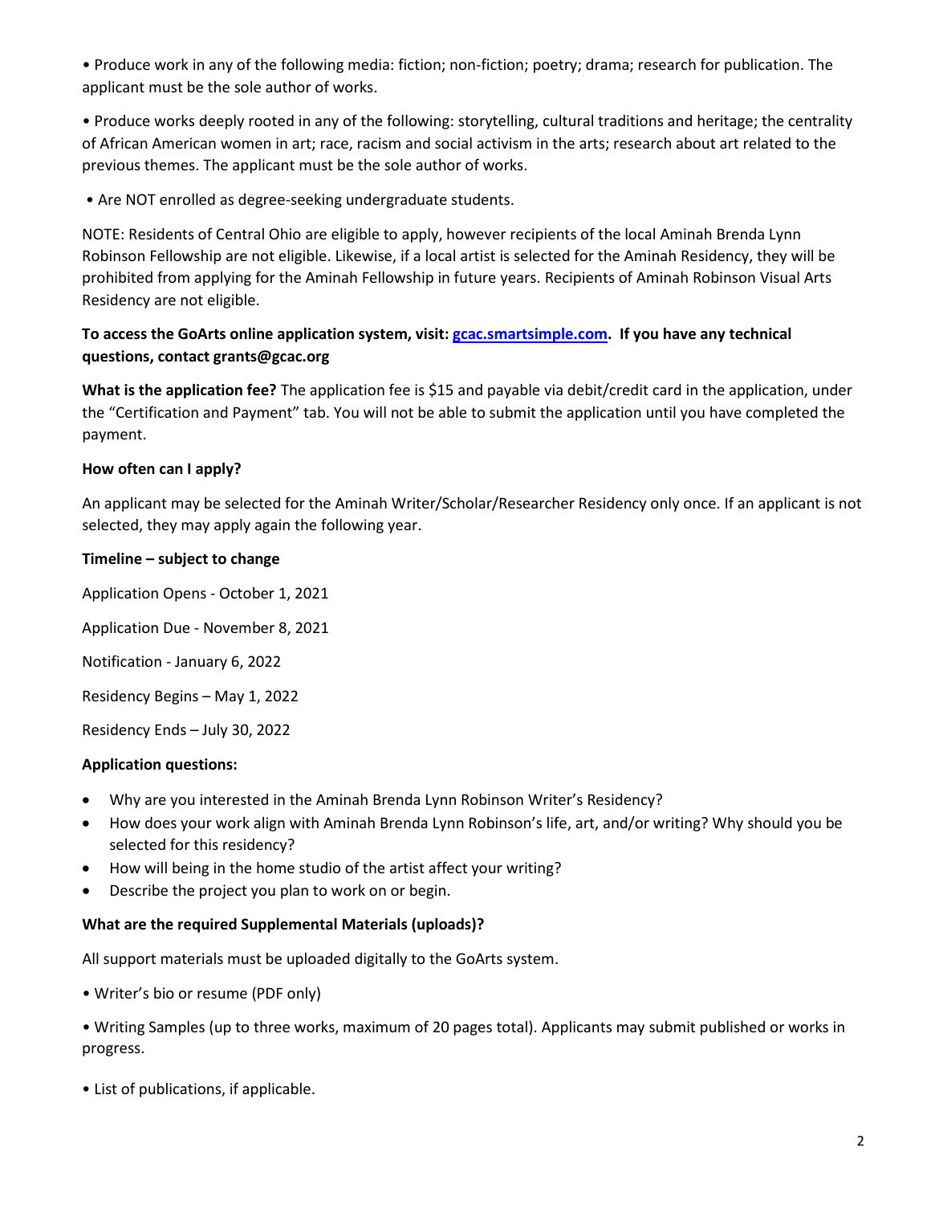• Produce work in any of the following media: fiction; non-fiction; poetry; drama; research for publication. The applicant must be the sole author of works.

• Produce works deeply rooted in any of the following: storytelling, cultural traditions and heritage; the centrality of African American women in art; race, racism and social activism in the arts; research about art related to the previous themes. The applicant must be the sole author of works.

• Are NOT enrolled as degree-seeking undergraduate students.

NOTE: Residents of Central Ohio are eligible to apply, however recipients of the local Aminah Brenda Lynn Robinson Fellowship are not eligible. Likewise, if a local artist is selected for the Aminah Residency, they will be prohibited from applying for the Aminah Fellowship in future years. Recipients of Aminah Robinson Visual Arts Residency are not eligible.

**To access the GoArts online application system, visit: [gcac.smartsimple.com](gcac.smartsimple.com). If you have any technical questions, contact grants@gcac.org**

**What is the application fee?** The application fee is $15 and payable via debit/credit card in the application, under the "Certification and Payment" tab. You will not be able to submit the application until you have completed the payment.

**How often can I apply?**

An applicant may be selected for the Aminah Writer/Scholar/Researcher Residency only once. If an applicant is not selected, they may apply again the following year.

**Timeline – subject to change**

Application Opens - October 1, 2021

Application Due - November 8, 2021

Notification - January 6, 2022

Residency Begins – May 1, 2022

Residency Ends – July 30, 2022

**Application questions:**

- Why are you interested in the Aminah Brenda Lynn Robinson Writer's Residency?
- How does your work align with Aminah Brenda Lynn Robinson's life, art, and/or writing? Why should you be selected for this residency?
- How will being in the home studio of the artist affect your writing?
- Describe the project you plan to work on or begin.

**What are the required Supplemental Materials (uploads)?**

All support materials must be uploaded digitally to the GoArts system.

• Writer's bio or resume (PDF only)

• Writing Samples (up to three works, maximum of 20 pages total). Applicants may submit published or works in progress.

• List of publications, if applicable.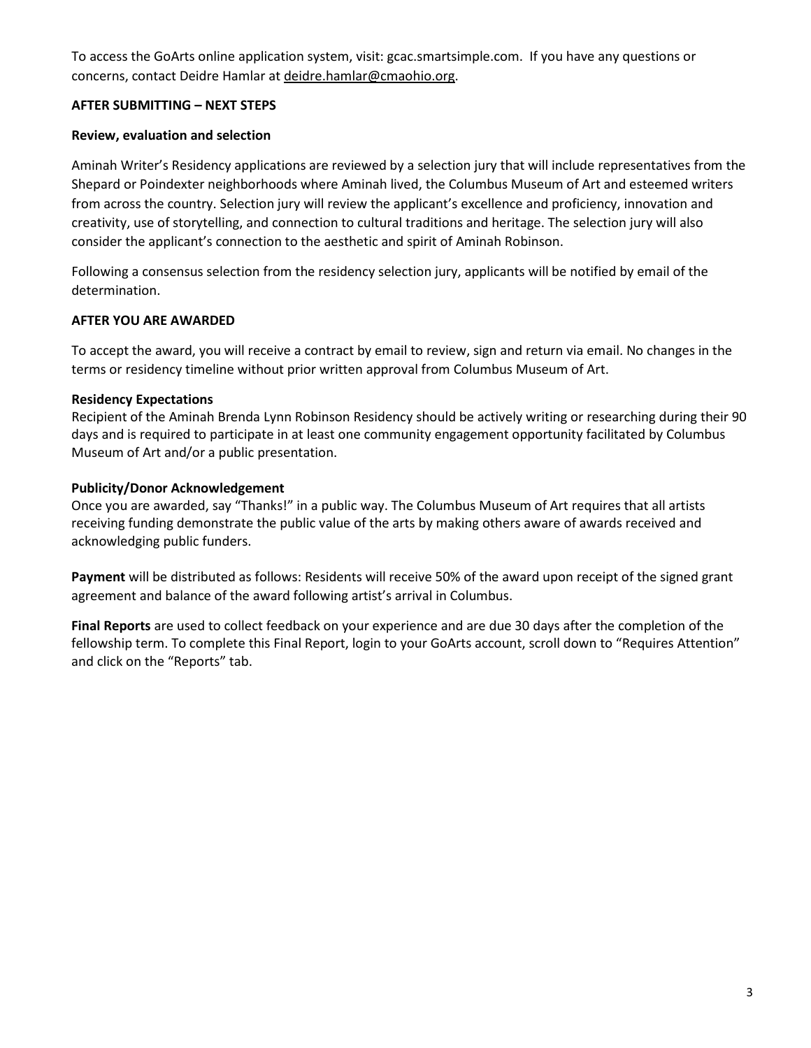To access the GoArts online application system, visit: gcac.smartsimple.com. If you have any questions or concerns, contact Deidre Hamlar at deidre.hamlar@cmaohio.org.

## AFTER SUBMITTING – NEXT STEPS

### Review, evaluation and selection

Aminah Writer's Residency applications are reviewed by a selection jury that will include representatives from the Shepard or Poindexter neighborhoods where Aminah lived, the Columbus Museum of Art and esteemed writers from across the country. Selection jury will review the applicant's excellence and proficiency, innovation and creativity, use of storytelling, and connection to cultural traditions and heritage. The selection jury will also consider the applicant's connection to the aesthetic and spirit of Aminah Robinson.

Following a consensus selection from the residency selection jury, applicants will be notified by email of the determination.

## AFTER YOU ARE AWARDED

To accept the award, you will receive a contract by email to review, sign and return via email. No changes in the terms or residency timeline without prior written approval from Columbus Museum of Art.

### Residency Expectations

Recipient of the Aminah Brenda Lynn Robinson Residency should be actively writing or researching during their 90 days and is required to participate in at least one community engagement opportunity facilitated by Columbus Museum of Art and/or a public presentation.

### Publicity/Donor Acknowledgement

Once you are awarded, say "Thanks!" in a public way. The Columbus Museum of Art requires that all artists receiving funding demonstrate the public value of the arts by making others aware of awards received and acknowledging public funders.

**Payment** will be distributed as follows: Residents will receive 50% of the award upon receipt of the signed grant agreement and balance of the award following artist's arrival in Columbus.

**Final Reports** are used to collect feedback on your experience and are due 30 days after the completion of the fellowship term. To complete this Final Report, login to your GoArts account, scroll down to "Requires Attention" and click on the "Reports" tab.